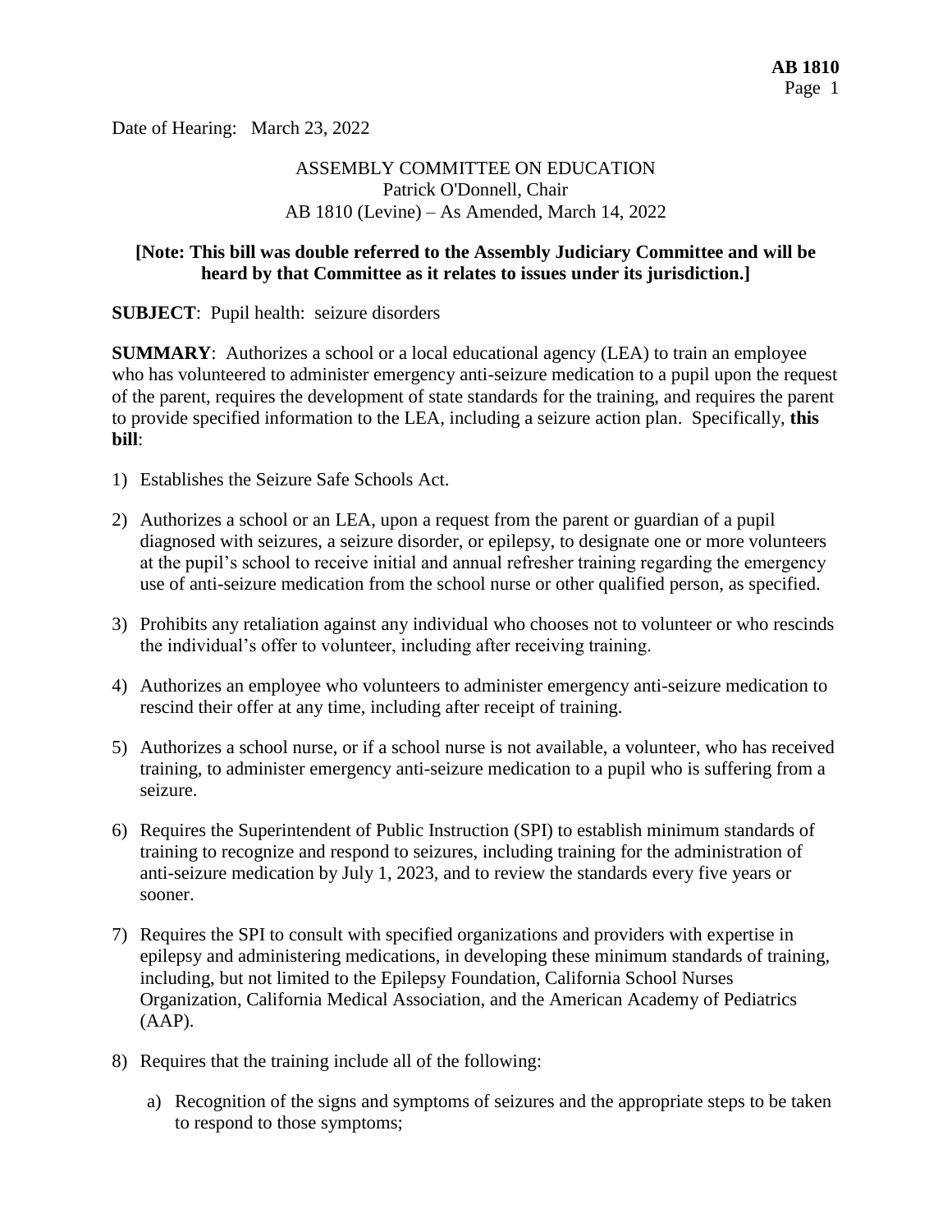Date of Hearing: March 23, 2022

ASSEMBLY COMMITTEE ON EDUCATION
Patrick O'Donnell, Chair
AB 1810 (Levine) – As Amended, March 14, 2022

**[Note: This bill was double referred to the Assembly Judiciary Committee and will be heard by that Committee as it relates to issues under its jurisdiction.]**

**SUBJECT**: Pupil health: seizure disorders

**SUMMARY**: Authorizes a school or a local educational agency (LEA) to train an employee who has volunteered to administer emergency anti-seizure medication to a pupil upon the request of the parent, requires the development of state standards for the training, and requires the parent to provide specified information to the LEA, including a seizure action plan. Specifically, **this bill**:

1) Establishes the Seizure Safe Schools Act.

2) Authorizes a school or an LEA, upon a request from the parent or guardian of a pupil diagnosed with seizures, a seizure disorder, or epilepsy, to designate one or more volunteers at the pupil's school to receive initial and annual refresher training regarding the emergency use of anti-seizure medication from the school nurse or other qualified person, as specified.

3) Prohibits any retaliation against any individual who chooses not to volunteer or who rescinds the individual's offer to volunteer, including after receiving training.

4) Authorizes an employee who volunteers to administer emergency anti-seizure medication to rescind their offer at any time, including after receipt of training.

5) Authorizes a school nurse, or if a school nurse is not available, a volunteer, who has received training, to administer emergency anti-seizure medication to a pupil who is suffering from a seizure.

6) Requires the Superintendent of Public Instruction (SPI) to establish minimum standards of training to recognize and respond to seizures, including training for the administration of anti-seizure medication by July 1, 2023, and to review the standards every five years or sooner.

7) Requires the SPI to consult with specified organizations and providers with expertise in epilepsy and administering medications, in developing these minimum standards of training, including, but not limited to the Epilepsy Foundation, California School Nurses Organization, California Medical Association, and the American Academy of Pediatrics (AAP).

8) Requires that the training include all of the following:

   a) Recognition of the signs and symptoms of seizures and the appropriate steps to be taken to respond to those symptoms;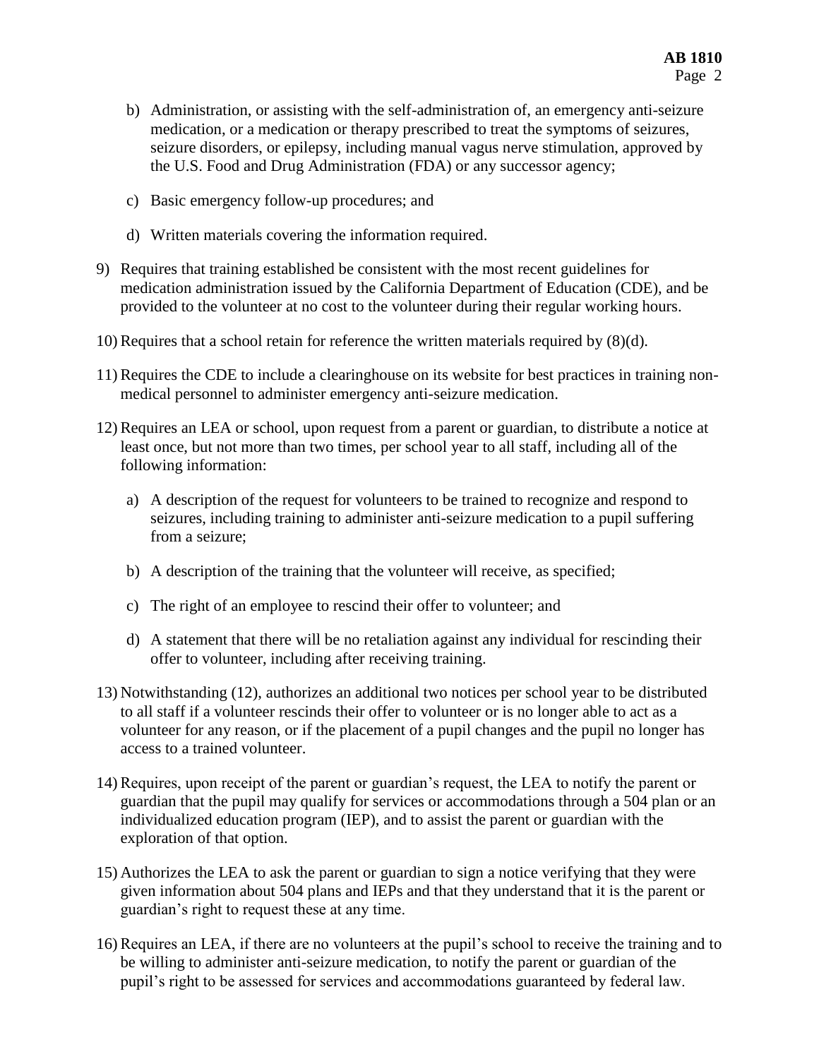b) Administration, or assisting with the self-administration of, an emergency anti-seizure medication, or a medication or therapy prescribed to treat the symptoms of seizures, seizure disorders, or epilepsy, including manual vagus nerve stimulation, approved by the U.S. Food and Drug Administration (FDA) or any successor agency;

c) Basic emergency follow-up procedures; and

d) Written materials covering the information required.

9) Requires that training established be consistent with the most recent guidelines for medication administration issued by the California Department of Education (CDE), and be provided to the volunteer at no cost to the volunteer during their regular working hours.

10) Requires that a school retain for reference the written materials required by (8)(d).

11) Requires the CDE to include a clearinghouse on its website for best practices in training non-medical personnel to administer emergency anti-seizure medication.

12) Requires an LEA or school, upon request from a parent or guardian, to distribute a notice at least once, but not more than two times, per school year to all staff, including all of the following information:

   a) A description of the request for volunteers to be trained to recognize and respond to seizures, including training to administer anti-seizure medication to a pupil suffering from a seizure;

   b) A description of the training that the volunteer will receive, as specified;

   c) The right of an employee to rescind their offer to volunteer; and

   d) A statement that there will be no retaliation against any individual for rescinding their offer to volunteer, including after receiving training.

13) Notwithstanding (12), authorizes an additional two notices per school year to be distributed to all staff if a volunteer rescinds their offer to volunteer or is no longer able to act as a volunteer for any reason, or if the placement of a pupil changes and the pupil no longer has access to a trained volunteer.

14) Requires, upon receipt of the parent or guardian's request, the LEA to notify the parent or guardian that the pupil may qualify for services or accommodations through a 504 plan or an individualized education program (IEP), and to assist the parent or guardian with the exploration of that option.

15) Authorizes the LEA to ask the parent or guardian to sign a notice verifying that they were given information about 504 plans and IEPs and that they understand that it is the parent or guardian's right to request these at any time.

16) Requires an LEA, if there are no volunteers at the pupil's school to receive the training and to be willing to administer anti-seizure medication, to notify the parent or guardian of the pupil's right to be assessed for services and accommodations guaranteed by federal law.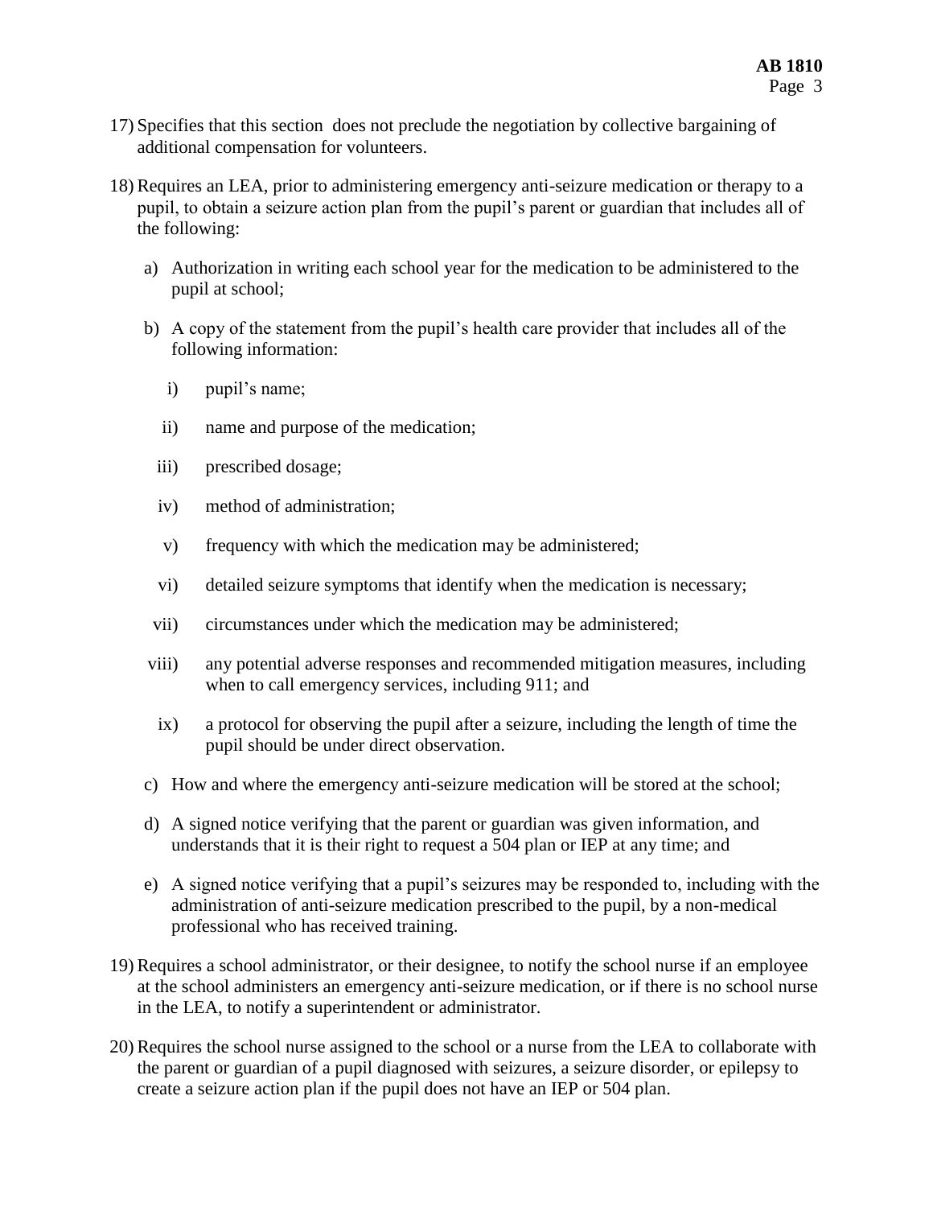17) Specifies that this section does not preclude the negotiation by collective bargaining of additional compensation for volunteers.

18) Requires an LEA, prior to administering emergency anti-seizure medication or therapy to a pupil, to obtain a seizure action plan from the pupil's parent or guardian that includes all of the following:

   a) Authorization in writing each school year for the medication to be administered to the pupil at school;

   b) A copy of the statement from the pupil's health care provider that includes all of the following information:

      i) pupil's name;

      ii) name and purpose of the medication;

      iii) prescribed dosage;

      iv) method of administration;

      v) frequency with which the medication may be administered;

      vi) detailed seizure symptoms that identify when the medication is necessary;

      vii) circumstances under which the medication may be administered;

      viii) any potential adverse responses and recommended mitigation measures, including when to call emergency services, including 911; and

      ix) a protocol for observing the pupil after a seizure, including the length of time the pupil should be under direct observation.

   c) How and where the emergency anti-seizure medication will be stored at the school;

   d) A signed notice verifying that the parent or guardian was given information, and understands that it is their right to request a 504 plan or IEP at any time; and

   e) A signed notice verifying that a pupil's seizures may be responded to, including with the administration of anti-seizure medication prescribed to the pupil, by a non-medical professional who has received training.

19) Requires a school administrator, or their designee, to notify the school nurse if an employee at the school administers an emergency anti-seizure medication, or if there is no school nurse in the LEA, to notify a superintendent or administrator.

20) Requires the school nurse assigned to the school or a nurse from the LEA to collaborate with the parent or guardian of a pupil diagnosed with seizures, a seizure disorder, or epilepsy to create a seizure action plan if the pupil does not have an IEP or 504 plan.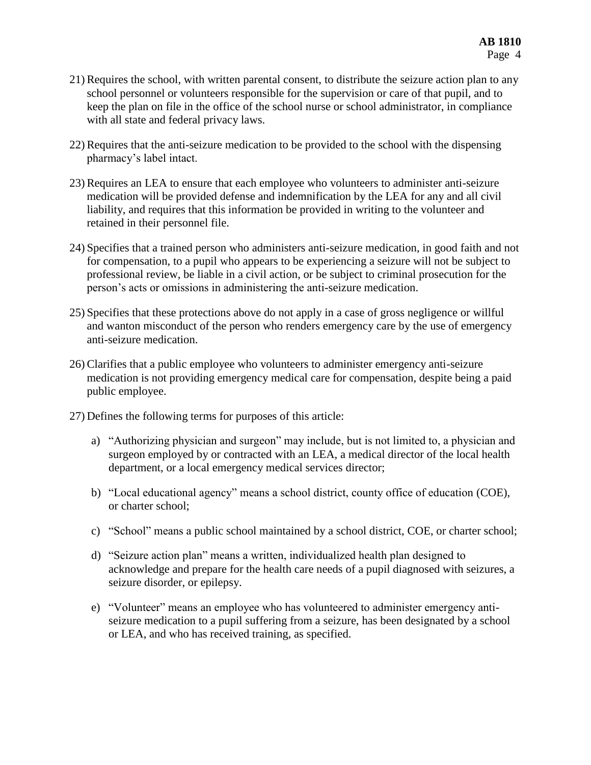21) Requires the school, with written parental consent, to distribute the seizure action plan to any school personnel or volunteers responsible for the supervision or care of that pupil, and to keep the plan on file in the office of the school nurse or school administrator, in compliance with all state and federal privacy laws.

22) Requires that the anti-seizure medication to be provided to the school with the dispensing pharmacy's label intact.

23) Requires an LEA to ensure that each employee who volunteers to administer anti-seizure medication will be provided defense and indemnification by the LEA for any and all civil liability, and requires that this information be provided in writing to the volunteer and retained in their personnel file.

24) Specifies that a trained person who administers anti-seizure medication, in good faith and not for compensation, to a pupil who appears to be experiencing a seizure will not be subject to professional review, be liable in a civil action, or be subject to criminal prosecution for the person's acts or omissions in administering the anti-seizure medication.

25) Specifies that these protections above do not apply in a case of gross negligence or willful and wanton misconduct of the person who renders emergency care by the use of emergency anti-seizure medication.

26) Clarifies that a public employee who volunteers to administer emergency anti-seizure medication is not providing emergency medical care for compensation, despite being a paid public employee.

27) Defines the following terms for purposes of this article:

   a) "Authorizing physician and surgeon" may include, but is not limited to, a physician and surgeon employed by or contracted with an LEA, a medical director of the local health department, or a local emergency medical services director;

   b) "Local educational agency" means a school district, county office of education (COE), or charter school;

   c) "School" means a public school maintained by a school district, COE, or charter school;

   d) "Seizure action plan" means a written, individualized health plan designed to acknowledge and prepare for the health care needs of a pupil diagnosed with seizures, a seizure disorder, or epilepsy.

   e) "Volunteer" means an employee who has volunteered to administer emergency anti-seizure medication to a pupil suffering from a seizure, has been designated by a school or LEA, and who has received training, as specified.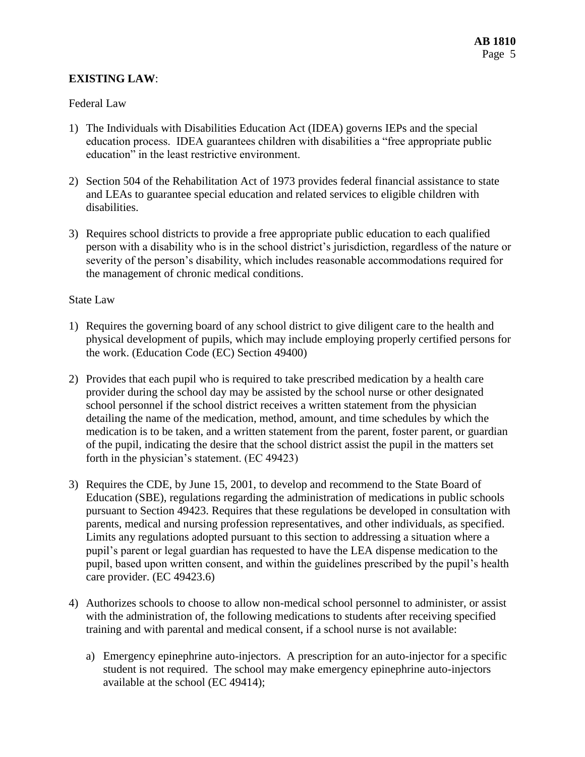**EXISTING LAW**:

Federal Law

1) The Individuals with Disabilities Education Act (IDEA) governs IEPs and the special education process. IDEA guarantees children with disabilities a "free appropriate public education" in the least restrictive environment.

2) Section 504 of the Rehabilitation Act of 1973 provides federal financial assistance to state and LEAs to guarantee special education and related services to eligible children with disabilities.

3) Requires school districts to provide a free appropriate public education to each qualified person with a disability who is in the school district's jurisdiction, regardless of the nature or severity of the person's disability, which includes reasonable accommodations required for the management of chronic medical conditions.

State Law

1) Requires the governing board of any school district to give diligent care to the health and physical development of pupils, which may include employing properly certified persons for the work. (Education Code (EC) Section 49400)

2) Provides that each pupil who is required to take prescribed medication by a health care provider during the school day may be assisted by the school nurse or other designated school personnel if the school district receives a written statement from the physician detailing the name of the medication, method, amount, and time schedules by which the medication is to be taken, and a written statement from the parent, foster parent, or guardian of the pupil, indicating the desire that the school district assist the pupil in the matters set forth in the physician's statement. (EC 49423)

3) Requires the CDE, by June 15, 2001, to develop and recommend to the State Board of Education (SBE), regulations regarding the administration of medications in public schools pursuant to Section 49423. Requires that these regulations be developed in consultation with parents, medical and nursing profession representatives, and other individuals, as specified. Limits any regulations adopted pursuant to this section to addressing a situation where a pupil's parent or legal guardian has requested to have the LEA dispense medication to the pupil, based upon written consent, and within the guidelines prescribed by the pupil's health care provider. (EC 49423.6)

4) Authorizes schools to choose to allow non-medical school personnel to administer, or assist with the administration of, the following medications to students after receiving specified training and with parental and medical consent, if a school nurse is not available:

   a) Emergency epinephrine auto-injectors. A prescription for an auto-injector for a specific student is not required. The school may make emergency epinephrine auto-injectors available at the school (EC 49414);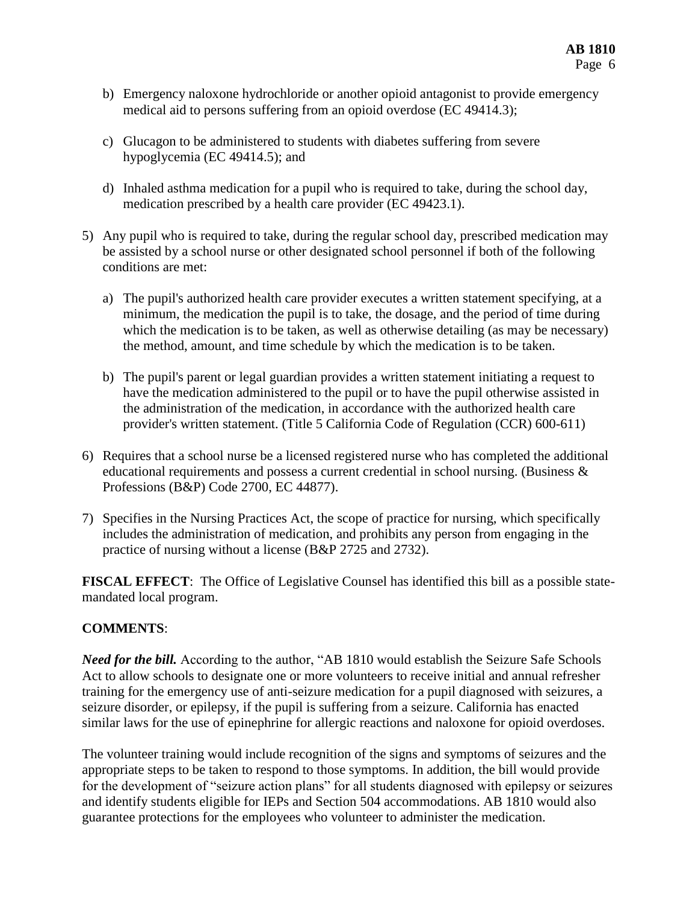b) Emergency naloxone hydrochloride or another opioid antagonist to provide emergency medical aid to persons suffering from an opioid overdose (EC 49414.3);

c) Glucagon to be administered to students with diabetes suffering from severe hypoglycemia (EC 49414.5); and

d) Inhaled asthma medication for a pupil who is required to take, during the school day, medication prescribed by a health care provider (EC 49423.1).

5) Any pupil who is required to take, during the regular school day, prescribed medication may be assisted by a school nurse or other designated school personnel if both of the following conditions are met:

   a) The pupil's authorized health care provider executes a written statement specifying, at a minimum, the medication the pupil is to take, the dosage, and the period of time during which the medication is to be taken, as well as otherwise detailing (as may be necessary) the method, amount, and time schedule by which the medication is to be taken.

   b) The pupil's parent or legal guardian provides a written statement initiating a request to have the medication administered to the pupil or to have the pupil otherwise assisted in the administration of the medication, in accordance with the authorized health care provider's written statement. (Title 5 California Code of Regulation (CCR) 600-611)

6) Requires that a school nurse be a licensed registered nurse who has completed the additional educational requirements and possess a current credential in school nursing. (Business & Professions (B&P) Code 2700, EC 44877).

7) Specifies in the Nursing Practices Act, the scope of practice for nursing, which specifically includes the administration of medication, and prohibits any person from engaging in the practice of nursing without a license (B&P 2725 and 2732).

**FISCAL EFFECT**: The Office of Legislative Counsel has identified this bill as a possible state-mandated local program.

**COMMENTS**:

***Need for the bill.*** According to the author, "AB 1810 would establish the Seizure Safe Schools Act to allow schools to designate one or more volunteers to receive initial and annual refresher training for the emergency use of anti-seizure medication for a pupil diagnosed with seizures, a seizure disorder, or epilepsy, if the pupil is suffering from a seizure. California has enacted similar laws for the use of epinephrine for allergic reactions and naloxone for opioid overdoses.

The volunteer training would include recognition of the signs and symptoms of seizures and the appropriate steps to be taken to respond to those symptoms. In addition, the bill would provide for the development of "seizure action plans" for all students diagnosed with epilepsy or seizures and identify students eligible for IEPs and Section 504 accommodations. AB 1810 would also guarantee protections for the employees who volunteer to administer the medication.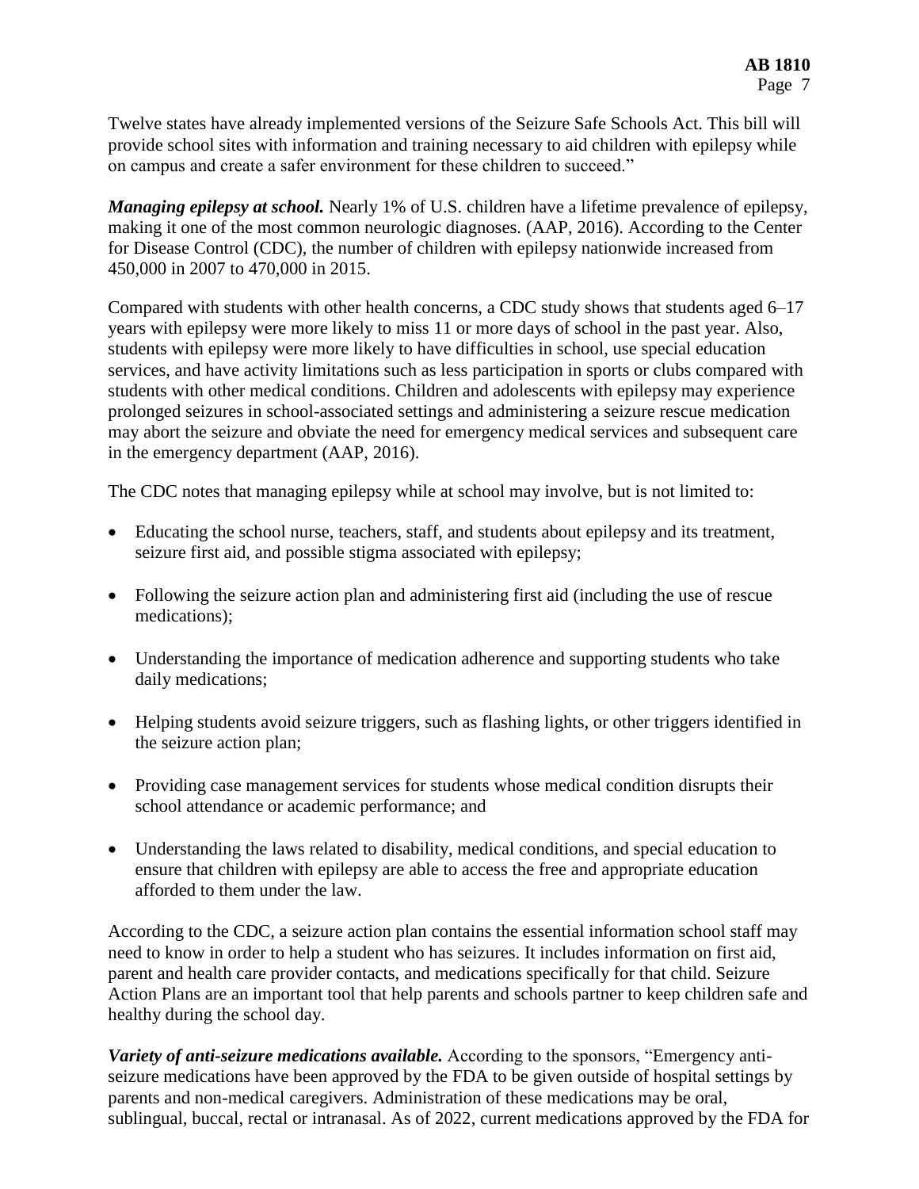Twelve states have already implemented versions of the Seizure Safe Schools Act. This bill will provide school sites with information and training necessary to aid children with epilepsy while on campus and create a safer environment for these children to succeed."

***Managing epilepsy at school.*** Nearly 1% of U.S. children have a lifetime prevalence of epilepsy, making it one of the most common neurologic diagnoses. (AAP, 2016). According to the Center for Disease Control (CDC), the number of children with epilepsy nationwide increased from 450,000 in 2007 to 470,000 in 2015.

Compared with students with other health concerns, a CDC study shows that students aged 6–17 years with epilepsy were more likely to miss 11 or more days of school in the past year. Also, students with epilepsy were more likely to have difficulties in school, use special education services, and have activity limitations such as less participation in sports or clubs compared with students with other medical conditions. Children and adolescents with epilepsy may experience prolonged seizures in school-associated settings and administering a seizure rescue medication may abort the seizure and obviate the need for emergency medical services and subsequent care in the emergency department (AAP, 2016).

The CDC notes that managing epilepsy while at school may involve, but is not limited to:

- Educating the school nurse, teachers, staff, and students about epilepsy and its treatment, seizure first aid, and possible stigma associated with epilepsy;
- Following the seizure action plan and administering first aid (including the use of rescue medications);
- Understanding the importance of medication adherence and supporting students who take daily medications;
- Helping students avoid seizure triggers, such as flashing lights, or other triggers identified in the seizure action plan;
- Providing case management services for students whose medical condition disrupts their school attendance or academic performance; and
- Understanding the laws related to disability, medical conditions, and special education to ensure that children with epilepsy are able to access the free and appropriate education afforded to them under the law.

According to the CDC, a seizure action plan contains the essential information school staff may need to know in order to help a student who has seizures. It includes information on first aid, parent and health care provider contacts, and medications specifically for that child. Seizure Action Plans are an important tool that help parents and schools partner to keep children safe and healthy during the school day.

***Variety of anti-seizure medications available.*** According to the sponsors, "Emergency anti-seizure medications have been approved by the FDA to be given outside of hospital settings by parents and non-medical caregivers. Administration of these medications may be oral, sublingual, buccal, rectal or intranasal. As of 2022, current medications approved by the FDA for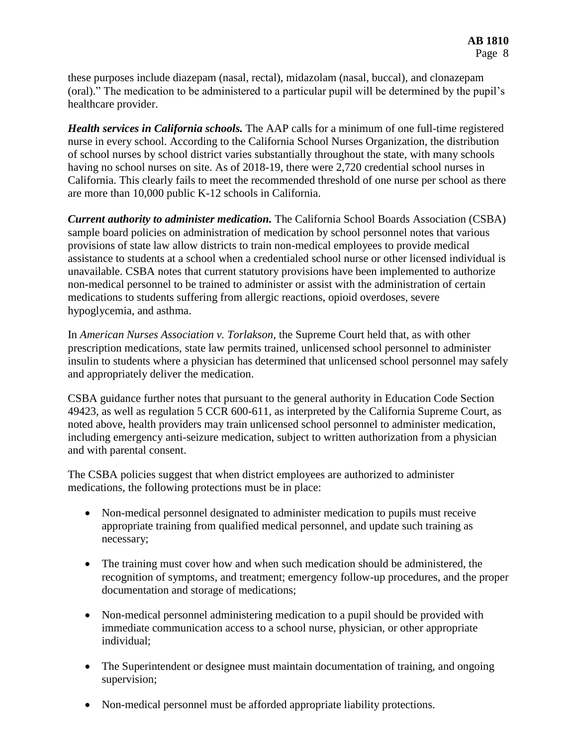these purposes include diazepam (nasal, rectal), midazolam (nasal, buccal), and clonazepam (oral)." The medication to be administered to a particular pupil will be determined by the pupil's healthcare provider.

***Health services in California schools.*** The AAP calls for a minimum of one full-time registered nurse in every school. According to the California School Nurses Organization, the distribution of school nurses by school district varies substantially throughout the state, with many schools having no school nurses on site. As of 2018-19, there were 2,720 credential school nurses in California. This clearly fails to meet the recommended threshold of one nurse per school as there are more than 10,000 public K-12 schools in California.

***Current authority to administer medication.*** The California School Boards Association (CSBA) sample board policies on administration of medication by school personnel notes that various provisions of state law allow districts to train non-medical employees to provide medical assistance to students at a school when a credentialed school nurse or other licensed individual is unavailable. CSBA notes that current statutory provisions have been implemented to authorize non-medical personnel to be trained to administer or assist with the administration of certain medications to students suffering from allergic reactions, opioid overdoses, severe hypoglycemia, and asthma.

In *American Nurses Association v. Torlakson,* the Supreme Court held that, as with other prescription medications, state law permits trained, unlicensed school personnel to administer insulin to students where a physician has determined that unlicensed school personnel may safely and appropriately deliver the medication.

CSBA guidance further notes that pursuant to the general authority in Education Code Section 49423, as well as regulation 5 CCR 600-611, as interpreted by the California Supreme Court, as noted above, health providers may train unlicensed school personnel to administer medication, including emergency anti-seizure medication, subject to written authorization from a physician and with parental consent.

The CSBA policies suggest that when district employees are authorized to administer medications, the following protections must be in place:

- Non-medical personnel designated to administer medication to pupils must receive appropriate training from qualified medical personnel, and update such training as necessary;

- The training must cover how and when such medication should be administered, the recognition of symptoms, and treatment; emergency follow-up procedures, and the proper documentation and storage of medications;

- Non-medical personnel administering medication to a pupil should be provided with immediate communication access to a school nurse, physician, or other appropriate individual;

- The Superintendent or designee must maintain documentation of training, and ongoing supervision;

- Non-medical personnel must be afforded appropriate liability protections.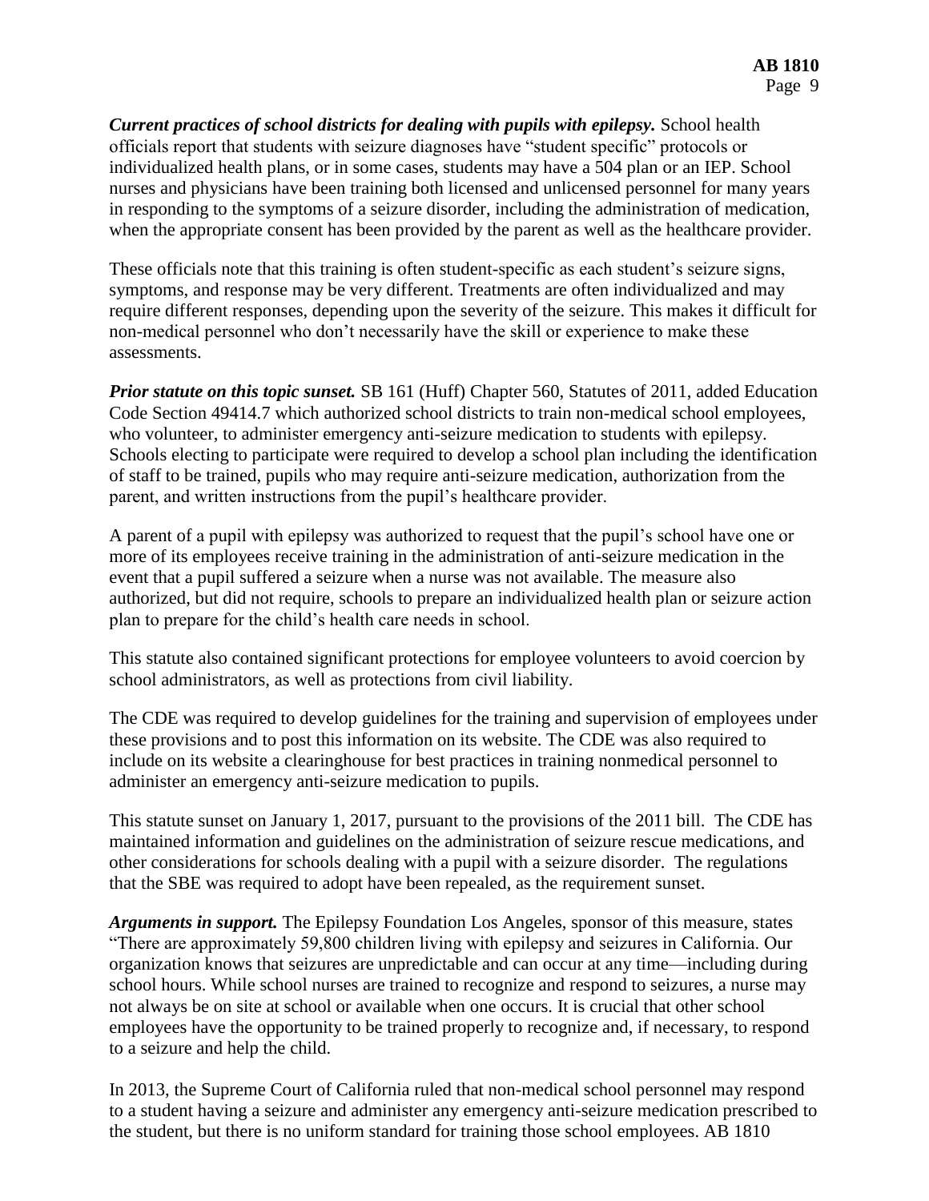***Current practices of school districts for dealing with pupils with epilepsy.*** School health officials report that students with seizure diagnoses have "student specific" protocols or individualized health plans, or in some cases, students may have a 504 plan or an IEP. School nurses and physicians have been training both licensed and unlicensed personnel for many years in responding to the symptoms of a seizure disorder, including the administration of medication, when the appropriate consent has been provided by the parent as well as the healthcare provider.

These officials note that this training is often student-specific as each student's seizure signs, symptoms, and response may be very different. Treatments are often individualized and may require different responses, depending upon the severity of the seizure. This makes it difficult for non-medical personnel who don't necessarily have the skill or experience to make these assessments.

***Prior statute on this topic sunset.*** SB 161 (Huff) Chapter 560, Statutes of 2011, added Education Code Section 49414.7 which authorized school districts to train non-medical school employees, who volunteer, to administer emergency anti-seizure medication to students with epilepsy. Schools electing to participate were required to develop a school plan including the identification of staff to be trained, pupils who may require anti-seizure medication, authorization from the parent, and written instructions from the pupil's healthcare provider.

A parent of a pupil with epilepsy was authorized to request that the pupil's school have one or more of its employees receive training in the administration of anti-seizure medication in the event that a pupil suffered a seizure when a nurse was not available. The measure also authorized, but did not require, schools to prepare an individualized health plan or seizure action plan to prepare for the child's health care needs in school.

This statute also contained significant protections for employee volunteers to avoid coercion by school administrators, as well as protections from civil liability.

The CDE was required to develop guidelines for the training and supervision of employees under these provisions and to post this information on its website. The CDE was also required to include on its website a clearinghouse for best practices in training nonmedical personnel to administer an emergency anti-seizure medication to pupils.

This statute sunset on January 1, 2017, pursuant to the provisions of the 2011 bill. The CDE has maintained information and guidelines on the administration of seizure rescue medications, and other considerations for schools dealing with a pupil with a seizure disorder. The regulations that the SBE was required to adopt have been repealed, as the requirement sunset.

***Arguments in support.*** The Epilepsy Foundation Los Angeles, sponsor of this measure, states "There are approximately 59,800 children living with epilepsy and seizures in California. Our organization knows that seizures are unpredictable and can occur at any time—including during school hours. While school nurses are trained to recognize and respond to seizures, a nurse may not always be on site at school or available when one occurs. It is crucial that other school employees have the opportunity to be trained properly to recognize and, if necessary, to respond to a seizure and help the child.

In 2013, the Supreme Court of California ruled that non-medical school personnel may respond to a student having a seizure and administer any emergency anti-seizure medication prescribed to the student, but there is no uniform standard for training those school employees. AB 1810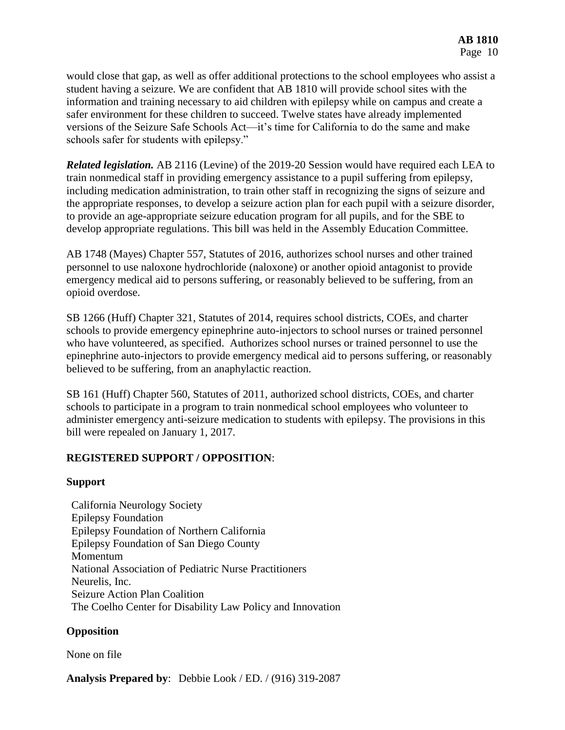would close that gap, as well as offer additional protections to the school employees who assist a student having a seizure. We are confident that AB 1810 will provide school sites with the information and training necessary to aid children with epilepsy while on campus and create a safer environment for these children to succeed. Twelve states have already implemented versions of the Seizure Safe Schools Act—it's time for California to do the same and make schools safer for students with epilepsy."

***Related legislation.*** AB 2116 (Levine) of the 2019-20 Session would have required each LEA to train nonmedical staff in providing emergency assistance to a pupil suffering from epilepsy, including medication administration, to train other staff in recognizing the signs of seizure and the appropriate responses, to develop a seizure action plan for each pupil with a seizure disorder, to provide an age-appropriate seizure education program for all pupils, and for the SBE to develop appropriate regulations. This bill was held in the Assembly Education Committee.

AB 1748 (Mayes) Chapter 557, Statutes of 2016, authorizes school nurses and other trained personnel to use naloxone hydrochloride (naloxone) or another opioid antagonist to provide emergency medical aid to persons suffering, or reasonably believed to be suffering, from an opioid overdose.

SB 1266 (Huff) Chapter 321, Statutes of 2014, requires school districts, COEs, and charter schools to provide emergency epinephrine auto-injectors to school nurses or trained personnel who have volunteered, as specified. Authorizes school nurses or trained personnel to use the epinephrine auto-injectors to provide emergency medical aid to persons suffering, or reasonably believed to be suffering, from an anaphylactic reaction.

SB 161 (Huff) Chapter 560, Statutes of 2011, authorized school districts, COEs, and charter schools to participate in a program to train nonmedical school employees who volunteer to administer emergency anti-seizure medication to students with epilepsy. The provisions in this bill were repealed on January 1, 2017.

## REGISTERED SUPPORT / OPPOSITION:

### Support

California Neurology Society
Epilepsy Foundation
Epilepsy Foundation of Northern California
Epilepsy Foundation of San Diego County
Momentum
National Association of Pediatric Nurse Practitioners
Neurelis, Inc.
Seizure Action Plan Coalition
The Coelho Center for Disability Law Policy and Innovation

### Opposition

None on file

**Analysis Prepared by**: Debbie Look / ED. / (916) 319-2087